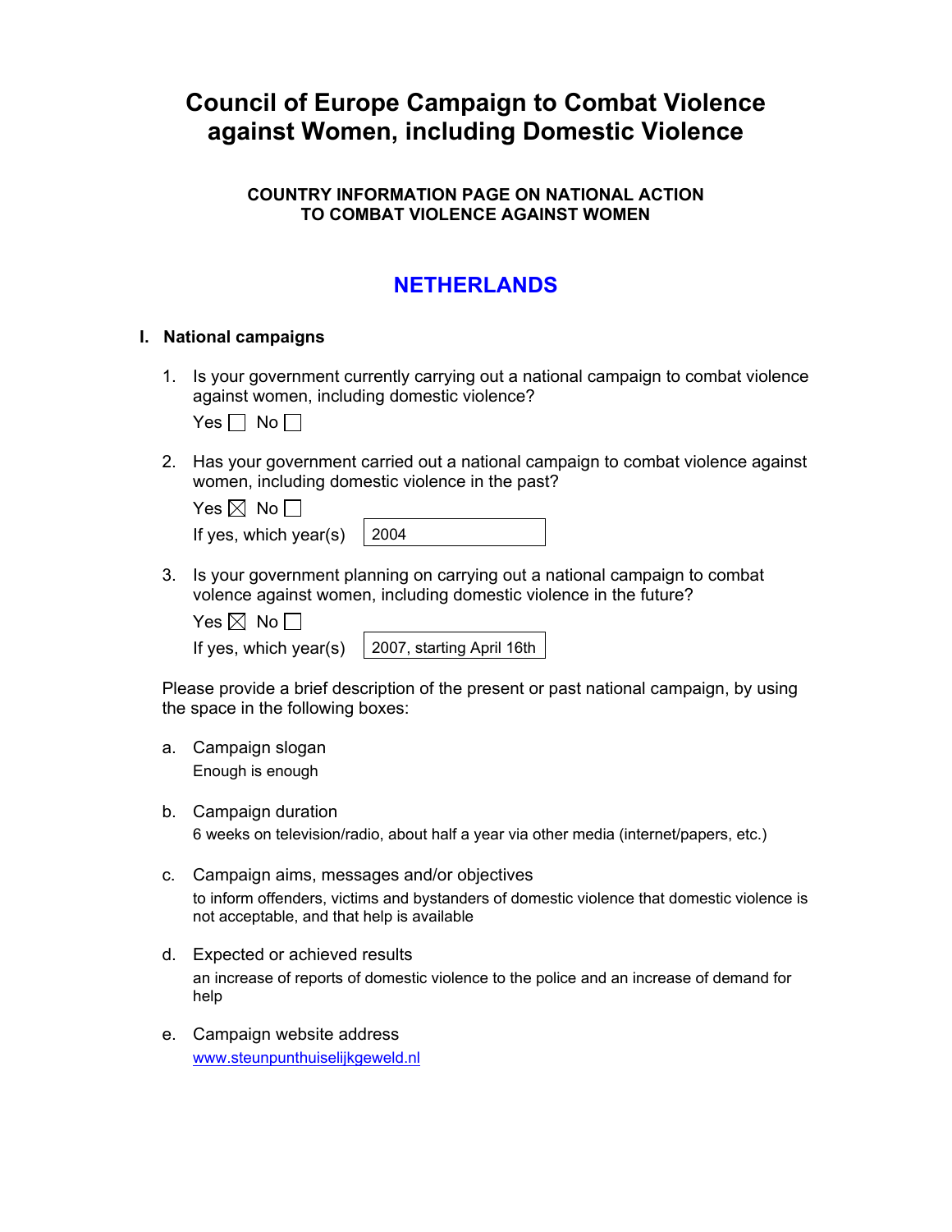# Council of Europe Campaign to Combat Violence against Women, including Domestic Violence

### COUNTRY INFORMATION PAGE ON NATIONAL ACTION TO COMBAT VIOLENCE AGAINST WOMEN

## NETHERLANDS

### I. National campaigns

1. Is your government currently carrying out a national campaign to combat violence against women, including domestic violence?

   Yes ☐ No ☐

2. Has your government carried out a national campaign to combat violence against women, including domestic violence in the past?

   Yes ☒ No ☐

   If yes, which year(s) 2004

3. Is your government planning on carrying out a national campaign to combat volence against women, including domestic violence in the future?

   Yes ☒ No ☐

   If yes, which year(s) 2007, starting April 16th

Please provide a brief description of the present or past national campaign, by using the space in the following boxes:

a. Campaign slogan

   Enough is enough

b. Campaign duration

   6 weeks on television/radio, about half a year via other media (internet/papers, etc.)

c. Campaign aims, messages and/or objectives

   to inform offenders, victims and bystanders of domestic violence that domestic violence is not acceptable, and that help is available

d. Expected or achieved results

   an increase of reports of domestic violence to the police and an increase of demand for help

e. Campaign website address

   www.steunpunthuiselijkgeweld.nl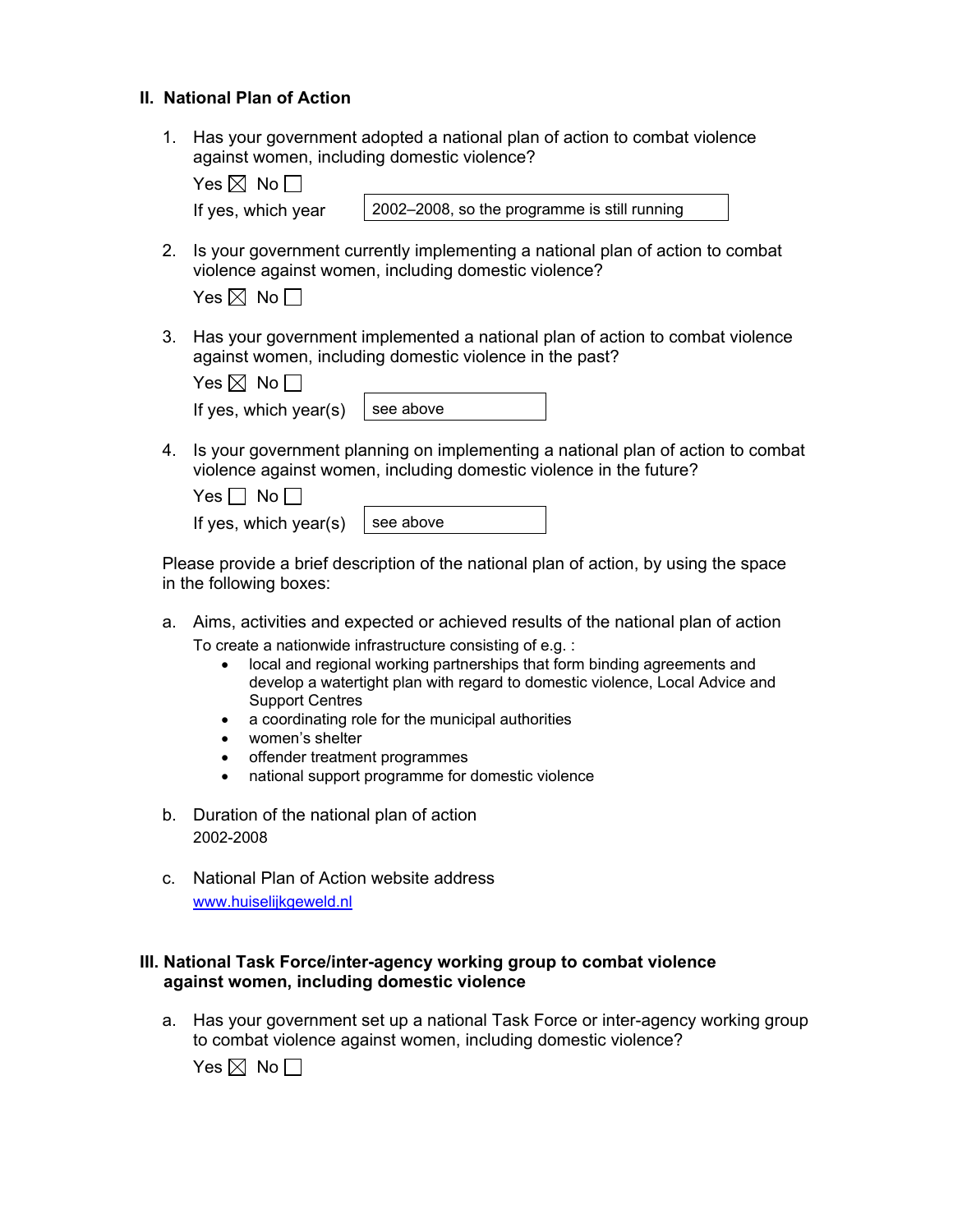## II. National Plan of Action

1. Has your government adopted a national plan of action to combat violence against women, including domestic violence?

   Yes ☒ No ☐

   If yes, which year: 2002–2008, so the programme is still running

2. Is your government currently implementing a national plan of action to combat violence against women, including domestic violence?

   Yes ☒ No ☐

3. Has your government implemented a national plan of action to combat violence against women, including domestic violence in the past?

   Yes ☒ No ☐

   If yes, which year(s): see above

4. Is your government planning on implementing a national plan of action to combat violence against women, including domestic violence in the future?

   Yes ☐ No ☐

   If yes, which year(s): see above

Please provide a brief description of the national plan of action, by using the space in the following boxes:

a. Aims, activities and expected or achieved results of the national plan of action

   To create a nationwide infrastructure consisting of e.g. :
   - local and regional working partnerships that form binding agreements and develop a watertight plan with regard to domestic violence, Local Advice and Support Centres
   - a coordinating role for the municipal authorities
   - women's shelter
   - offender treatment programmes
   - national support programme for domestic violence

b. Duration of the national plan of action

   2002-2008

c. National Plan of Action website address

   www.huiselijkgeweld.nl

## III. National Task Force/inter-agency working group to combat violence against women, including domestic violence

a. Has your government set up a national Task Force or inter-agency working group to combat violence against women, including domestic violence?

   Yes ☒ No ☐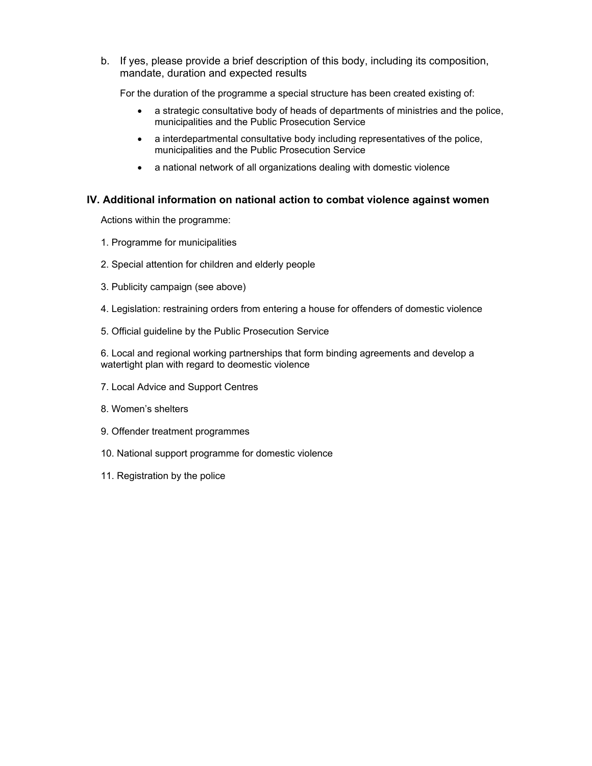b. If yes, please provide a brief description of this body, including its composition, mandate, duration and expected results

For the duration of the programme a special structure has been created existing of:

- a strategic consultative body of heads of departments of ministries and the police, municipalities and the Public Prosecution Service
- a interdepartmental consultative body including representatives of the police, municipalities and the Public Prosecution Service
- a national network of all organizations dealing with domestic violence

### IV. Additional information on national action to combat violence against women

Actions within the programme:

1. Programme for municipalities

2. Special attention for children and elderly people

3. Publicity campaign (see above)

4. Legislation: restraining orders from entering a house for offenders of domestic violence

5. Official guideline by the Public Prosecution Service

6. Local and regional working partnerships that form binding agreements and develop a watertight plan with regard to deomestic violence

7. Local Advice and Support Centres

8. Women's shelters

9. Offender treatment programmes

10. National support programme for domestic violence

11. Registration by the police